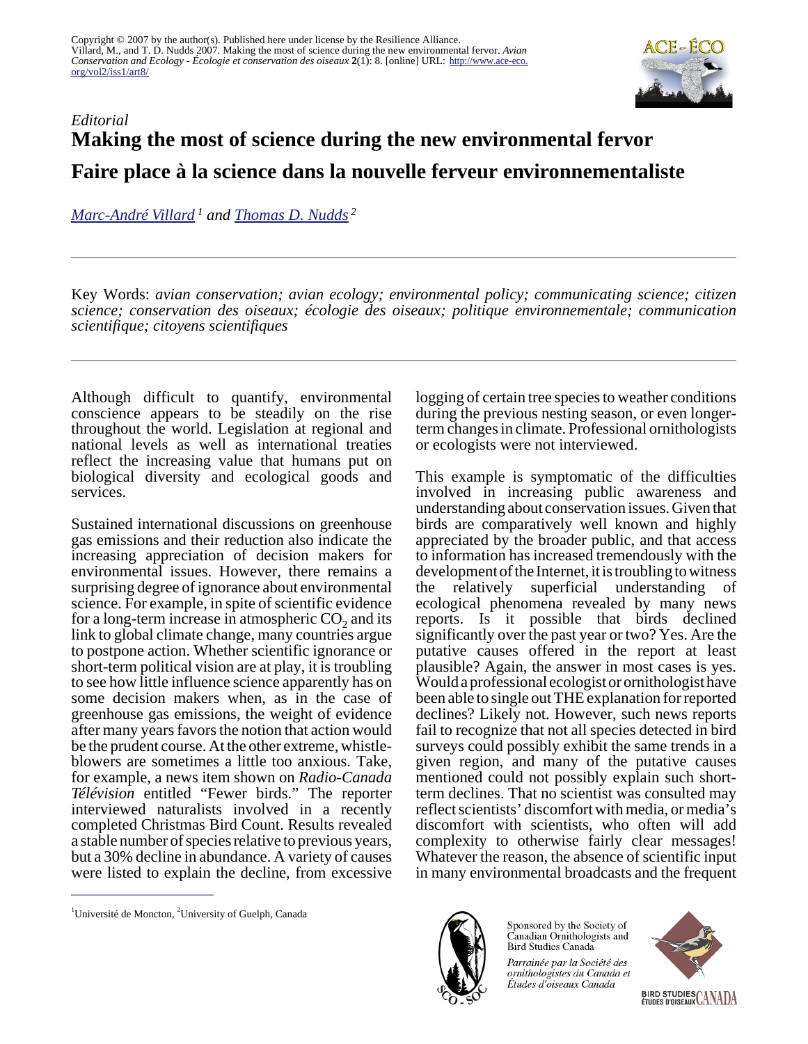Copyright © 2007 by the author(s). Published here under license by the Resilience Alliance.
Villard, M., and T. D. Nudds 2007. Making the most of science during the new environmental fervor. *Avian Conservation and Ecology - Écologie et conservation des oiseaux* **2**(1): 8. [online] URL: http://www.ace-eco.org/vol2/iss1/art8/

*Editorial*

# Making the most of science during the new environmental fervor

# Faire place à la science dans la nouvelle ferveur environnementaliste

*Marc-André Villard*[1] *and Thomas D. Nudds*[2]

Key Words: *avian conservation; avian ecology; environmental policy; communicating science; citizen science; conservation des oiseaux; écologie des oiseaux; politique environnementale; communication scientifique; citoyens scientifiques*

Although difficult to quantify, environmental conscience appears to be steadily on the rise throughout the world. Legislation at regional and national levels as well as international treaties reflect the increasing value that humans put on biological diversity and ecological goods and services.

Sustained international discussions on greenhouse gas emissions and their reduction also indicate the increasing appreciation of decision makers for environmental issues. However, there remains a surprising degree of ignorance about environmental science. For example, in spite of scientific evidence for a long-term increase in atmospheric $CO_2$ and its link to global climate change, many countries argue to postpone action. Whether scientific ignorance or short-term political vision are at play, it is troubling to see how little influence science apparently has on some decision makers when, as in the case of greenhouse gas emissions, the weight of evidence after many years favors the notion that action would be the prudent course. At the other extreme, whistle-blowers are sometimes a little too anxious. Take, for example, a news item shown on *Radio-Canada Télévision* entitled "Fewer birds." The reporter interviewed naturalists involved in a recently completed Christmas Bird Count. Results revealed a stable number of species relative to previous years, but a 30% decline in abundance. A variety of causes were listed to explain the decline, from excessive logging of certain tree species to weather conditions during the previous nesting season, or even longer-term changes in climate. Professional ornithologists or ecologists were not interviewed.

This example is symptomatic of the difficulties involved in increasing public awareness and understanding about conservation issues. Given that birds are comparatively well known and highly appreciated by the broader public, and that access to information has increased tremendously with the development of the Internet, it is troubling to witness the relatively superficial understanding of ecological phenomena revealed by many news reports. Is it possible that birds declined significantly over the past year or two? Yes. Are the putative causes offered in the report at least plausible? Again, the answer in most cases is yes. Would a professional ecologist or ornithologist have been able to single out THE explanation for reported declines? Likely not. However, such news reports fail to recognize that not all species detected in bird surveys could possibly exhibit the same trends in a given region, and many of the putative causes mentioned could not possibly explain such short-term declines. That no scientist was consulted may reflect scientists' discomfort with media, or media's discomfort with scientists, who often will add complexity to otherwise fairly clear messages! Whatever the reason, the absence of scientific input in many environmental broadcasts and the frequent

[1]Université de Moncton, [2]University of Guelph, Canada

Sponsored by the Society of Canadian Ornithologists and Bird Studies Canada

*Parrainée par la Société des ornithologistes du Canada et Études d'oiseaux Canada*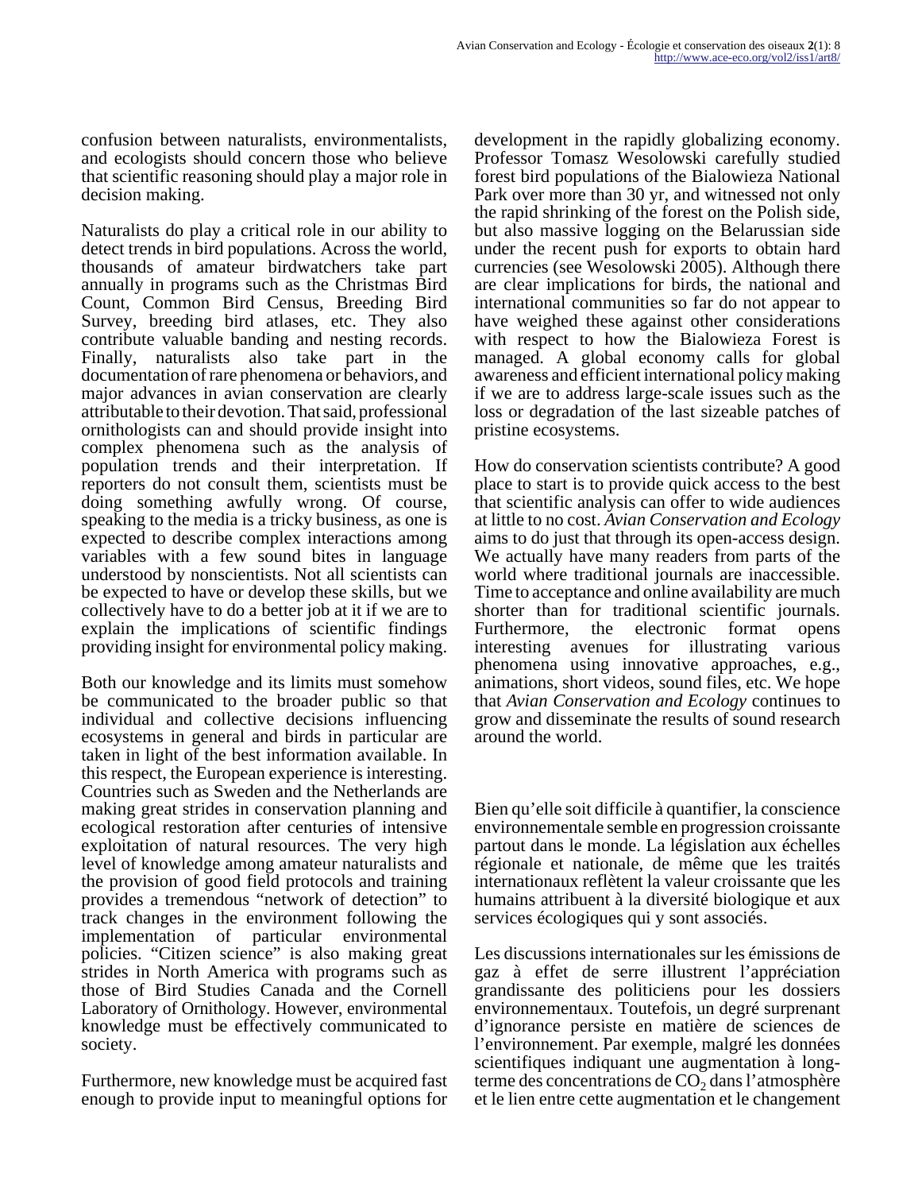confusion between naturalists, environmentalists, and ecologists should concern those who believe that scientific reasoning should play a major role in decision making.

Naturalists do play a critical role in our ability to detect trends in bird populations. Across the world, thousands of amateur birdwatchers take part annually in programs such as the Christmas Bird Count, Common Bird Census, Breeding Bird Survey, breeding bird atlases, etc. They also contribute valuable banding and nesting records. Finally, naturalists also take part in the documentation of rare phenomena or behaviors, and major advances in avian conservation are clearly attributable to their devotion. That said, professional ornithologists can and should provide insight into complex phenomena such as the analysis of population trends and their interpretation. If reporters do not consult them, scientists must be doing something awfully wrong. Of course, speaking to the media is a tricky business, as one is expected to describe complex interactions among variables with a few sound bites in language understood by nonscientists. Not all scientists can be expected to have or develop these skills, but we collectively have to do a better job at it if we are to explain the implications of scientific findings providing insight for environmental policy making.

Both our knowledge and its limits must somehow be communicated to the broader public so that individual and collective decisions influencing ecosystems in general and birds in particular are taken in light of the best information available. In this respect, the European experience is interesting. Countries such as Sweden and the Netherlands are making great strides in conservation planning and ecological restoration after centuries of intensive exploitation of natural resources. The very high level of knowledge among amateur naturalists and the provision of good field protocols and training provides a tremendous "network of detection" to track changes in the environment following the implementation of particular environmental policies. "Citizen science" is also making great strides in North America with programs such as those of Bird Studies Canada and the Cornell Laboratory of Ornithology. However, environmental knowledge must be effectively communicated to society.

Furthermore, new knowledge must be acquired fast enough to provide input to meaningful options for development in the rapidly globalizing economy. Professor Tomasz Wesolowski carefully studied forest bird populations of the Bialowieza National Park over more than 30 yr, and witnessed not only the rapid shrinking of the forest on the Polish side, but also massive logging on the Belarussian side under the recent push for exports to obtain hard currencies (see Wesolowski 2005). Although there are clear implications for birds, the national and international communities so far do not appear to have weighed these against other considerations with respect to how the Bialowieza Forest is managed. A global economy calls for global awareness and efficient international policy making if we are to address large-scale issues such as the loss or degradation of the last sizeable patches of pristine ecosystems.

How do conservation scientists contribute? A good place to start is to provide quick access to the best that scientific analysis can offer to wide audiences at little to no cost. *Avian Conservation and Ecology* aims to do just that through its open-access design. We actually have many readers from parts of the world where traditional journals are inaccessible. Time to acceptance and online availability are much shorter than for traditional scientific journals. Furthermore, the electronic format opens interesting avenues for illustrating various phenomena using innovative approaches, e.g., animations, short videos, sound files, etc. We hope that *Avian Conservation and Ecology* continues to grow and disseminate the results of sound research around the world.

Bien qu'elle soit difficile à quantifier, la conscience environnementale semble en progression croissante partout dans le monde. La législation aux échelles régionale et nationale, de même que les traités internationaux reflètent la valeur croissante que les humains attribuent à la diversité biologique et aux services écologiques qui y sont associés.

Les discussions internationales sur les émissions de gaz à effet de serre illustrent l'appréciation grandissante des politiciens pour les dossiers environnementaux. Toutefois, un degré surprenant d'ignorance persiste en matière de sciences de l'environnement. Par exemple, malgré les données scientifiques indiquant une augmentation à long-terme des concentrations de $CO_2$ dans l'atmosphère et le lien entre cette augmentation et le changement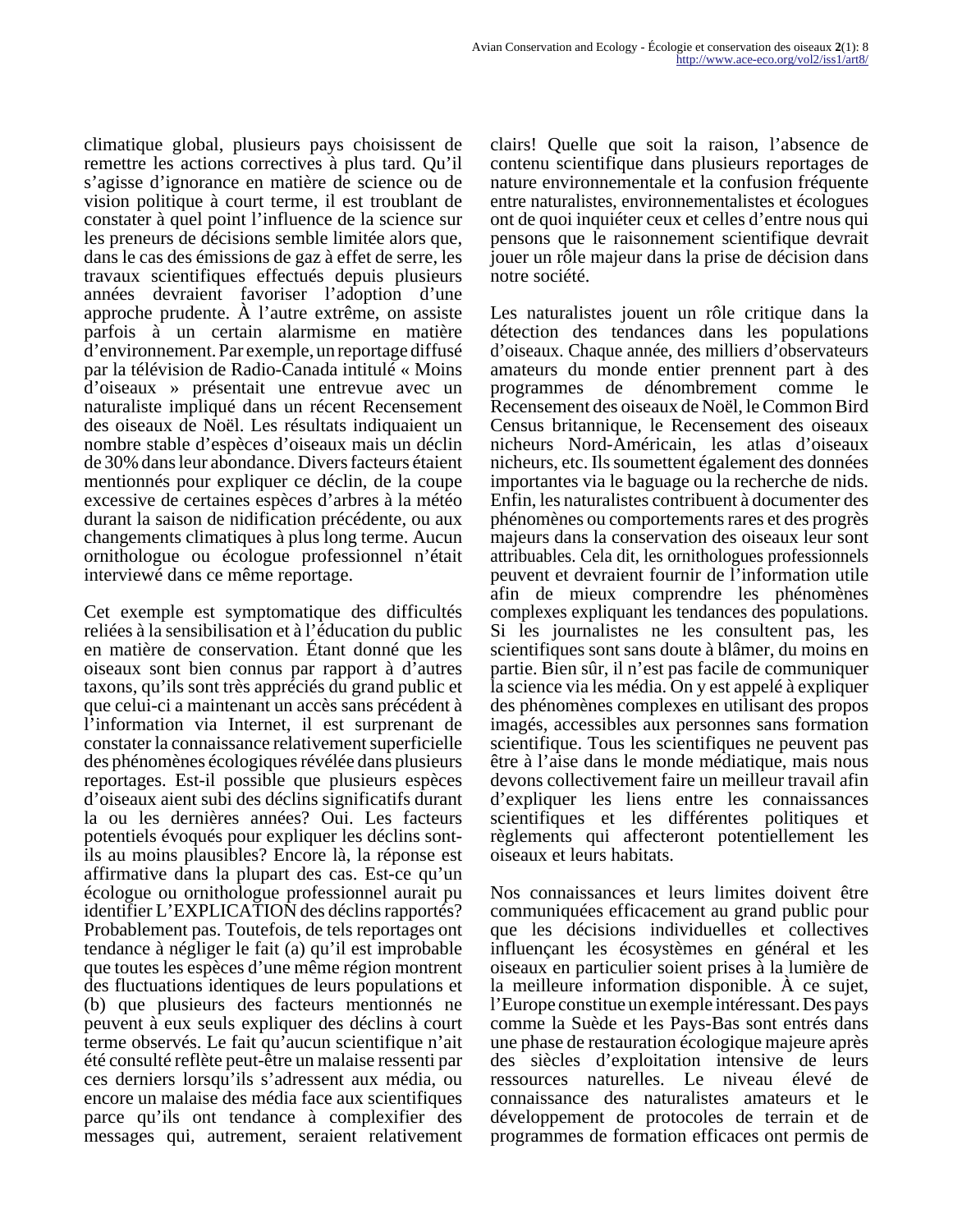climatique global, plusieurs pays choisissent de remettre les actions correctives à plus tard. Qu'il s'agisse d'ignorance en matière de science ou de vision politique à court terme, il est troublant de constater à quel point l'influence de la science sur les preneurs de décisions semble limitée alors que, dans le cas des émissions de gaz à effet de serre, les travaux scientifiques effectués depuis plusieurs années devraient favoriser l'adoption d'une approche prudente. À l'autre extrême, on assiste parfois à un certain alarmisme en matière d'environnement. Par exemple, un reportage diffusé par la télévision de Radio-Canada intitulé « Moins d'oiseaux » présentait une entrevue avec un naturaliste impliqué dans un récent Recensement des oiseaux de Noël. Les résultats indiquaient un nombre stable d'espèces d'oiseaux mais un déclin de 30% dans leur abondance. Divers facteurs étaient mentionnés pour expliquer ce déclin, de la coupe excessive de certaines espèces d'arbres à la météo durant la saison de nidification précédente, ou aux changements climatiques à plus long terme. Aucun ornithologue ou écologue professionnel n'était interviewé dans ce même reportage.

Cet exemple est symptomatique des difficultés reliées à la sensibilisation et à l'éducation du public en matière de conservation. Étant donné que les oiseaux sont bien connus par rapport à d'autres taxons, qu'ils sont très appréciés du grand public et que celui-ci a maintenant un accès sans précédent à l'information via Internet, il est surprenant de constater la connaissance relativement superficielle des phénomènes écologiques révélée dans plusieurs reportages. Est-il possible que plusieurs espèces d'oiseaux aient subi des déclins significatifs durant la ou les dernières années? Oui. Les facteurs potentiels évoqués pour expliquer les déclins sont-ils au moins plausibles? Encore là, la réponse est affirmative dans la plupart des cas. Est-ce qu'un écologue ou ornithologue professionnel aurait pu identifier L'EXPLICATION des déclins rapportés? Probablement pas. Toutefois, de tels reportages ont tendance à négliger le fait (a) qu'il est improbable que toutes les espèces d'une même région montrent des fluctuations identiques de leurs populations et (b) que plusieurs des facteurs mentionnés ne peuvent à eux seuls expliquer des déclins à court terme observés. Le fait qu'aucun scientifique n'ait été consulté reflète peut-être un malaise ressenti par ces derniers lorsqu'ils s'adressent aux média, ou encore un malaise des média face aux scientifiques parce qu'ils ont tendance à complexifier des messages qui, autrement, seraient relativement clairs! Quelle que soit la raison, l'absence de contenu scientifique dans plusieurs reportages de nature environnementale et la confusion fréquente entre naturalistes, environnementalistes et écologues ont de quoi inquiéter ceux et celles d'entre nous qui pensons que le raisonnement scientifique devrait jouer un rôle majeur dans la prise de décision dans notre société.

Les naturalistes jouent un rôle critique dans la détection des tendances dans les populations d'oiseaux. Chaque année, des milliers d'observateurs amateurs du monde entier prennent part à des programmes de dénombrement comme le Recensement des oiseaux de Noël, le Common Bird Census britannique, le Recensement des oiseaux nicheurs Nord-Américain, les atlas d'oiseaux nicheurs, etc. Ils soumettent également des données importantes via le baguage ou la recherche de nids. Enfin, les naturalistes contribuent à documenter des phénomènes ou comportements rares et des progrès majeurs dans la conservation des oiseaux leur sont attribuables. Cela dit, les ornithologues professionnels peuvent et devraient fournir de l'information utile afin de mieux comprendre les phénomènes complexes expliquant les tendances des populations. Si les journalistes ne les consultent pas, les scientifiques sont sans doute à blâmer, du moins en partie. Bien sûr, il n'est pas facile de communiquer la science via les média. On y est appelé à expliquer des phénomènes complexes en utilisant des propos imagés, accessibles aux personnes sans formation scientifique. Tous les scientifiques ne peuvent pas être à l'aise dans le monde médiatique, mais nous devons collectivement faire un meilleur travail afin d'expliquer les liens entre les connaissances scientifiques et les différentes politiques et règlements qui affecteront potentiellement les oiseaux et leurs habitats.

Nos connaissances et leurs limites doivent être communiquées efficacement au grand public pour que les décisions individuelles et collectives influençant les écosystèmes en général et les oiseaux en particulier soient prises à la lumière de la meilleure information disponible. À ce sujet, l'Europe constitue un exemple intéressant. Des pays comme la Suède et les Pays-Bas sont entrés dans une phase de restauration écologique majeure après des siècles d'exploitation intensive de leurs ressources naturelles. Le niveau élevé de connaissance des naturalistes amateurs et le développement de protocoles de terrain et de programmes de formation efficaces ont permis de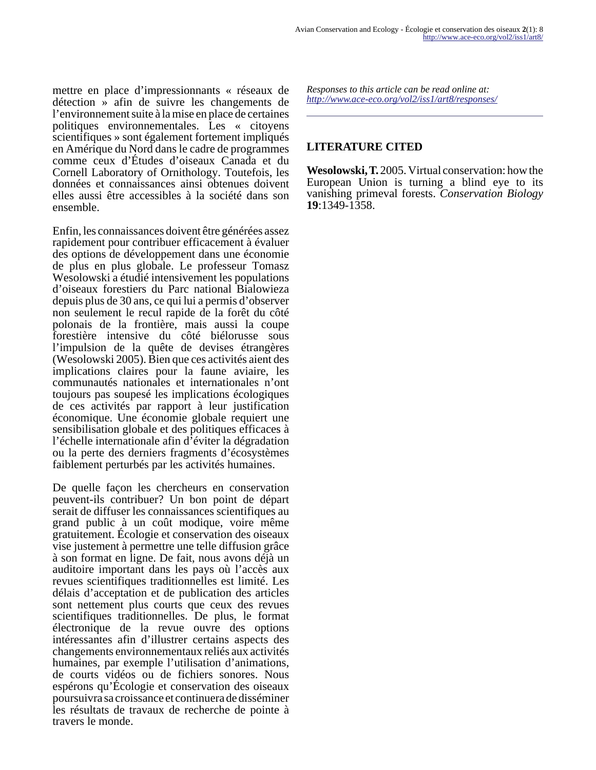mettre en place d'impressionnants « réseaux de détection » afin de suivre les changements de l'environnement suite à la mise en place de certaines politiques environnementales. Les « citoyens scientifiques » sont également fortement impliqués en Amérique du Nord dans le cadre de programmes comme ceux d'Études d'oiseaux Canada et du Cornell Laboratory of Ornithology. Toutefois, les données et connaissances ainsi obtenues doivent elles aussi être accessibles à la société dans son ensemble.

Enfin, les connaissances doivent être générées assez rapidement pour contribuer efficacement à évaluer des options de développement dans une économie de plus en plus globale. Le professeur Tomasz Wesolowski a étudié intensivement les populations d'oiseaux forestiers du Parc national Bialowieza depuis plus de 30 ans, ce qui lui a permis d'observer non seulement le recul rapide de la forêt du côté polonais de la frontière, mais aussi la coupe forestière intensive du côté biélorusse sous l'impulsion de la quête de devises étrangères (Wesolowski 2005). Bien que ces activités aient des implications claires pour la faune aviaire, les communautés nationales et internationales n'ont toujours pas soupesé les implications écologiques de ces activités par rapport à leur justification économique. Une économie globale requiert une sensibilisation globale et des politiques efficaces à l'échelle internationale afin d'éviter la dégradation ou la perte des derniers fragments d'écosystèmes faiblement perturbés par les activités humaines.

De quelle façon les chercheurs en conservation peuvent-ils contribuer? Un bon point de départ serait de diffuser les connaissances scientifiques au grand public à un coût modique, voire même gratuitement. Écologie et conservation des oiseaux vise justement à permettre une telle diffusion grâce à son format en ligne. De fait, nous avons déjà un auditoire important dans les pays où l'accès aux revues scientifiques traditionnelles est limité. Les délais d'acceptation et de publication des articles sont nettement plus courts que ceux des revues scientifiques traditionnelles. De plus, le format électronique de la revue ouvre des options intéressantes afin d'illustrer certains aspects des changements environnementaux reliés aux activités humaines, par exemple l'utilisation d'animations, de courts vidéos ou de fichiers sonores. Nous espérons qu'Écologie et conservation des oiseaux poursuivra sa croissance et continuera de disséminer les résultats de travaux de recherche de pointe à travers le monde.

*Responses to this article can be read online at:*
*http://www.ace-eco.org/vol2/iss1/art8/responses/*

## LITERATURE CITED

**Wesolowski, T.** 2005. Virtual conservation: how the European Union is turning a blind eye to its vanishing primeval forests. *Conservation Biology* **19**:1349-1358.